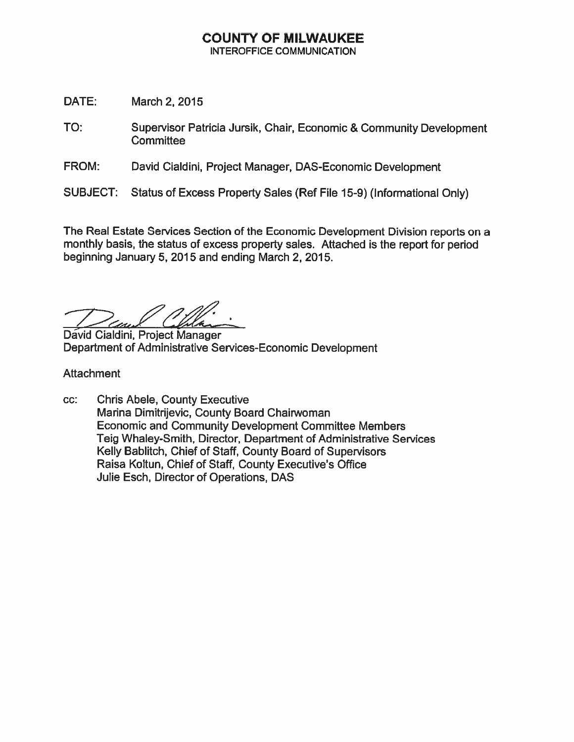# COUNTY OF MILWAUKEE

INTEROFFICE COMMUNICATION

DATE: March 2, 2015

TO: Supervisor Patricia Jursik, Chair, Economic & Community Development Committee

FROM: David Cialdini, Project Manager, DAS-Economic Development

SUBJECT: Status of Excess Property Sales (Ref File 15-9) (Informational Only)

The Real Estate Services Section of the Economic Development Division reports on a monthly basis, the status of excess property sales. Attached is the report for period beginning January 5, 2015 and ending March 2, 2015.

David Cialdini, Project Manager
Department of Administrative Services-Economic Development

Attachment

cc: Chris Abele, County Executive
Marina Dimitrijevic, County Board Chairwoman
Economic and Community Development Committee Members
Teig Whaley-Smith, Director, Department of Administrative Services
Kelly Bablitch, Chief of Staff, County Board of Supervisors
Raisa Koltun, Chief of Staff, County Executive's Office
Julie Esch, Director of Operations, DAS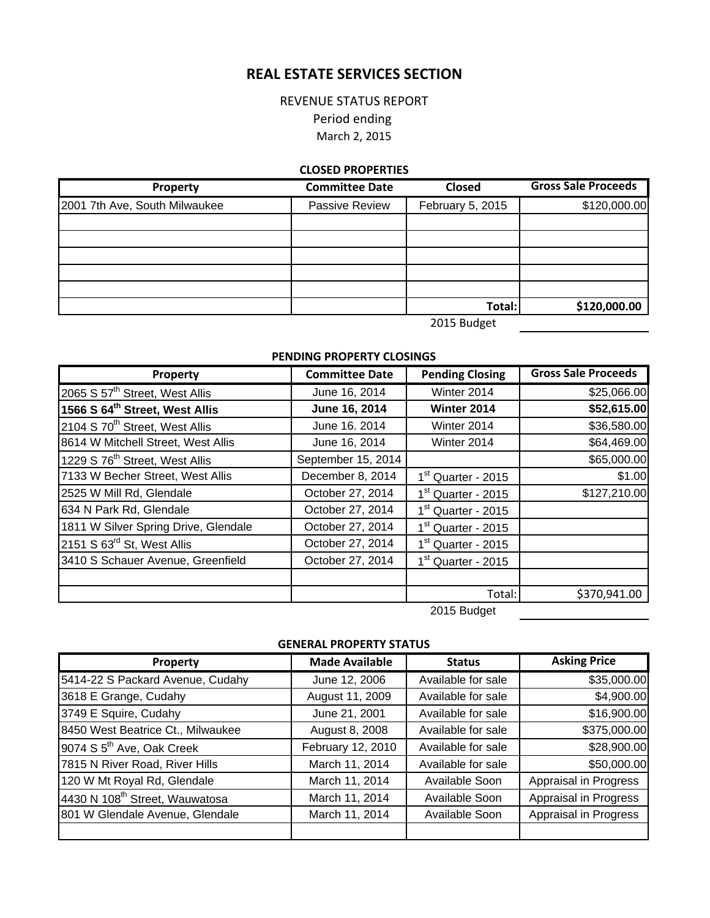# REAL ESTATE SERVICES SECTION

REVENUE STATUS REPORT

Period ending

March 2, 2015

### CLOSED PROPERTIES

| Property | Committee Date | Closed | Gross Sale Proceeds |
|---|---|---|---|
| 2001 7th Ave, South Milwaukee | Passive Review | February 5, 2015 | $120,000.00 |
| | | | |
| | | | |
| | | | |
| | | | |
| | | | |
| | | **Total:** | **$120,000.00** |
| | | 2015 Budget | |

### PENDING PROPERTY CLOSINGS

| Property | Committee Date | Pending Closing | Gross Sale Proceeds |
|---|---|---|---|
| 2065 S 57th Street, West Allis | June 16, 2014 | Winter 2014 | $25,066.00 |
| **1566 S 64th Street, West Allis** | **June 16, 2014** | **Winter 2014** | **$52,615.00** |
| 2104 S 70th Street, West Allis | June 16. 2014 | Winter 2014 | $36,580.00 |
| 8614 W Mitchell Street, West Allis | June 16, 2014 | Winter 2014 | $64,469.00 |
| 1229 S 76th Street, West Allis | September 15, 2014 | | $65,000.00 |
| 7133 W Becher Street, West Allis | December 8, 2014 | 1st Quarter - 2015 | $1.00 |
| 2525 W Mill Rd, Glendale | October 27, 2014 | 1st Quarter - 2015 | $127,210.00 |
| 634 N Park Rd, Glendale | October 27, 2014 | 1st Quarter - 2015 | |
| 1811 W Silver Spring Drive, Glendale | October 27, 2014 | 1st Quarter - 2015 | |
| 2151 S 63rd St, West Allis | October 27, 2014 | 1st Quarter - 2015 | |
| 3410 S Schauer Avenue, Greenfield | October 27, 2014 | 1st Quarter - 2015 | |
| | | | |
| | | Total: | $370,941.00 |
| | | 2015 Budget | |

### GENERAL PROPERTY STATUS

| Property | Made Available | Status | Asking Price |
|---|---|---|---|
| 5414-22 S Packard Avenue, Cudahy | June 12, 2006 | Available for sale | $35,000.00 |
| 3618 E Grange, Cudahy | August 11, 2009 | Available for sale | $4,900.00 |
| 3749 E Squire, Cudahy | June 21, 2001 | Available for sale | $16,900.00 |
| 8450 West Beatrice Ct., Milwaukee | August 8, 2008 | Available for sale | $375,000.00 |
| 9074 S 5th Ave, Oak Creek | February 12, 2010 | Available for sale | $28,900.00 |
| 7815 N River Road, River Hills | March 11, 2014 | Available for sale | $50,000.00 |
| 120 W Mt Royal Rd, Glendale | March 11, 2014 | Available Soon | Appraisal in Progress |
| 4430 N 108th Street, Wauwatosa | March 11, 2014 | Available Soon | Appraisal in Progress |
| 801 W Glendale Avenue, Glendale | March 11, 2014 | Available Soon | Appraisal in Progress |
| | | | |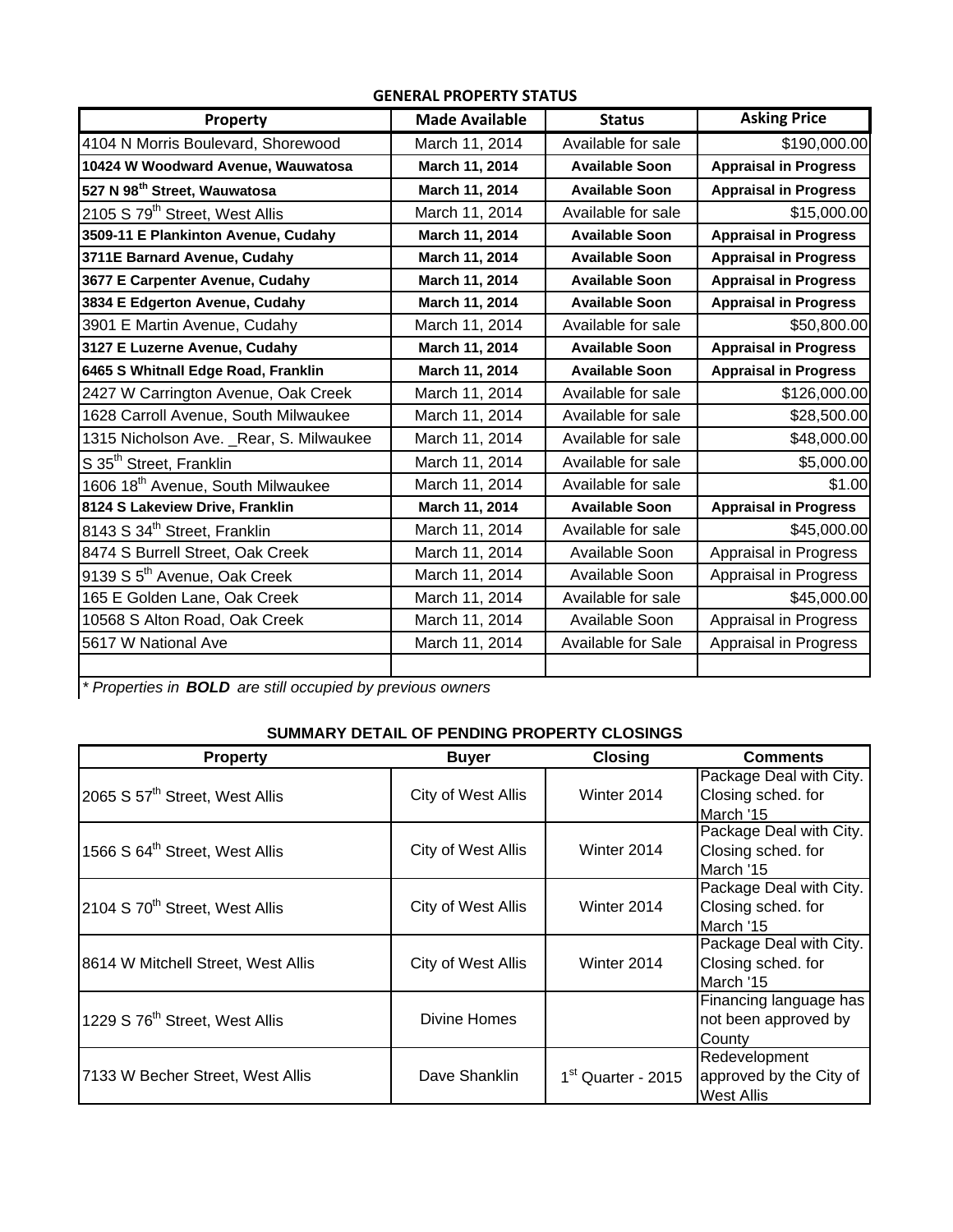## GENERAL PROPERTY STATUS

| Property | Made Available | Status | Asking Price |
|---|---|---|---|
| 4104 N Morris Boulevard, Shorewood | March 11, 2014 | Available for sale | $190,000.00 |
| **10424 W Woodward Avenue, Wauwatosa** | **March 11, 2014** | **Available Soon** | **Appraisal in Progress** |
| **527 N 98th Street, Wauwatosa** | **March 11, 2014** | **Available Soon** | **Appraisal in Progress** |
| 2105 S 79th Street, West Allis | March 11, 2014 | Available for sale | $15,000.00 |
| **3509-11 E Plankinton Avenue, Cudahy** | **March 11, 2014** | **Available Soon** | **Appraisal in Progress** |
| **3711E Barnard Avenue, Cudahy** | **March 11, 2014** | **Available Soon** | **Appraisal in Progress** |
| **3677 E Carpenter Avenue, Cudahy** | **March 11, 2014** | **Available Soon** | **Appraisal in Progress** |
| **3834 E Edgerton Avenue, Cudahy** | **March 11, 2014** | **Available Soon** | **Appraisal in Progress** |
| 3901 E Martin Avenue, Cudahy | March 11, 2014 | Available for sale | $50,800.00 |
| **3127 E Luzerne Avenue, Cudahy** | **March 11, 2014** | **Available Soon** | **Appraisal in Progress** |
| **6465 S Whitnall Edge Road, Franklin** | **March 11, 2014** | **Available Soon** | **Appraisal in Progress** |
| 2427 W Carrington Avenue, Oak Creek | March 11, 2014 | Available for sale | $126,000.00 |
| 1628 Carroll Avenue, South Milwaukee | March 11, 2014 | Available for sale | $28,500.00 |
| 1315 Nicholson Ave. _Rear, S. Milwaukee | March 11, 2014 | Available for sale | $48,000.00 |
| S 35th Street, Franklin | March 11, 2014 | Available for sale | $5,000.00 |
| 1606 18th Avenue, South Milwaukee | March 11, 2014 | Available for sale | $1.00 |
| **8124 S Lakeview Drive, Franklin** | **March 11, 2014** | **Available Soon** | **Appraisal in Progress** |
| 8143 S 34th Street, Franklin | March 11, 2014 | Available for sale | $45,000.00 |
| 8474 S Burrell Street, Oak Creek | March 11, 2014 | Available Soon | Appraisal in Progress |
| 9139 S 5th Avenue, Oak Creek | March 11, 2014 | Available Soon | Appraisal in Progress |
| 165 E Golden Lane, Oak Creek | March 11, 2014 | Available for sale | $45,000.00 |
| 10568 S Alton Road, Oak Creek | March 11, 2014 | Available Soon | Appraisal in Progress |
| 5617 W National Ave | March 11, 2014 | Available for Sale | Appraisal in Progress |
| | | | |

*\* Properties in **BOLD** are still occupied by previous owners*

## SUMMARY DETAIL OF PENDING PROPERTY CLOSINGS

| Property | Buyer | Closing | Comments |
|---|---|---|---|
| 2065 S 57th Street, West Allis | City of West Allis | Winter 2014 | Package Deal with City. Closing sched. for March '15 |
| 1566 S 64th Street, West Allis | City of West Allis | Winter 2014 | Package Deal with City. Closing sched. for March '15 |
| 2104 S 70th Street, West Allis | City of West Allis | Winter 2014 | Package Deal with City. Closing sched. for March '15 |
| 8614 W Mitchell Street, West Allis | City of West Allis | Winter 2014 | Package Deal with City. Closing sched. for March '15 |
| 1229 S 76th Street, West Allis | Divine Homes | | Financing language has not been approved by County |
| 7133 W Becher Street, West Allis | Dave Shanklin | 1st Quarter - 2015 | Redevelopment approved by the City of West Allis |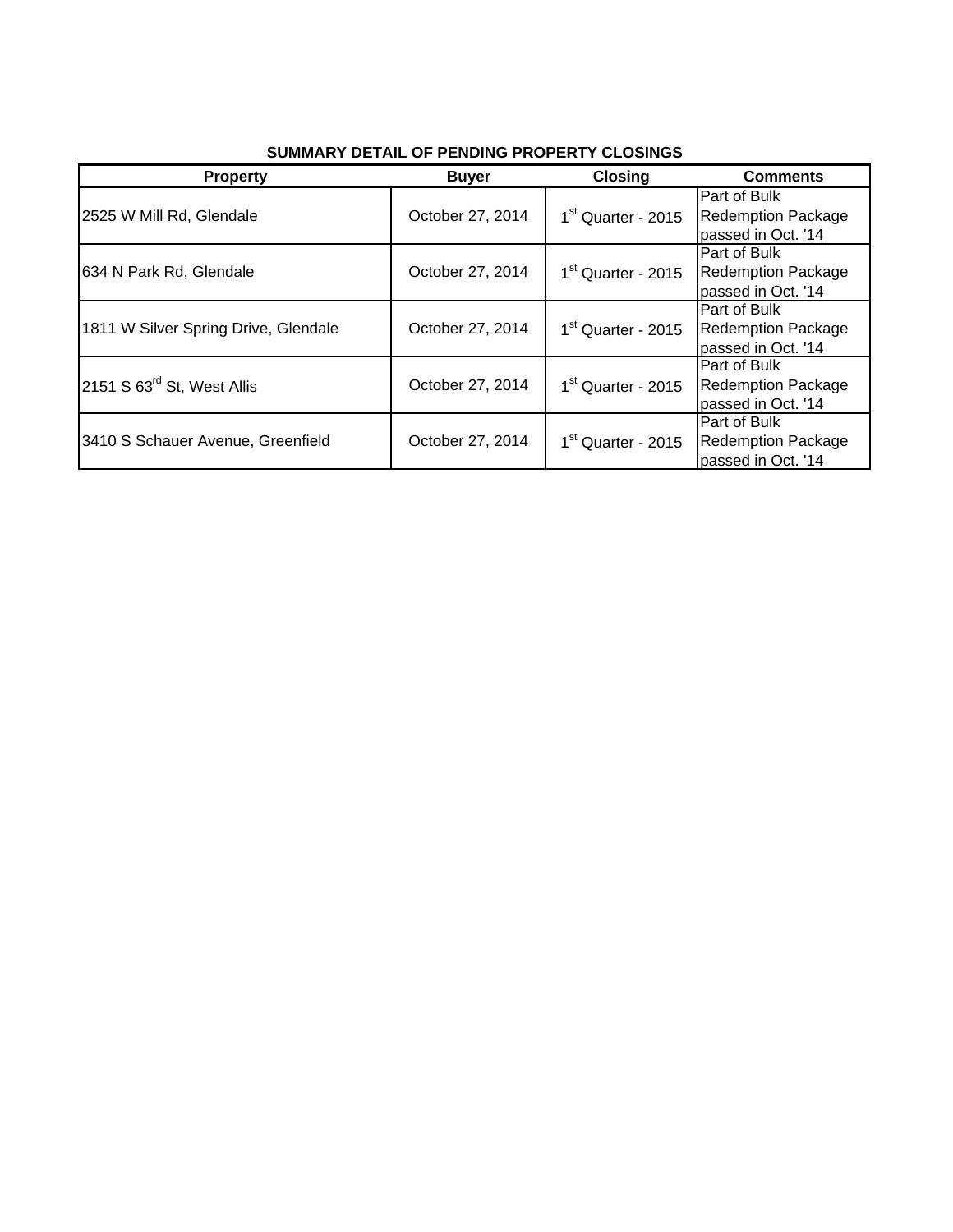**SUMMARY DETAIL OF PENDING PROPERTY CLOSINGS**

| Property | Buyer | Closing | Comments |
|---|---|---|---|
| 2525 W Mill Rd, Glendale | October 27, 2014 | 1st Quarter - 2015 | Part of Bulk Redemption Package passed in Oct. '14 |
| 634 N Park Rd, Glendale | October 27, 2014 | 1st Quarter - 2015 | Part of Bulk Redemption Package passed in Oct. '14 |
| 1811 W Silver Spring Drive, Glendale | October 27, 2014 | 1st Quarter - 2015 | Part of Bulk Redemption Package passed in Oct. '14 |
| 2151 S 63rd St, West Allis | October 27, 2014 | 1st Quarter - 2015 | Part of Bulk Redemption Package passed in Oct. '14 |
| 3410 S Schauer Avenue, Greenfield | October 27, 2014 | 1st Quarter - 2015 | Part of Bulk Redemption Package passed in Oct. '14 |